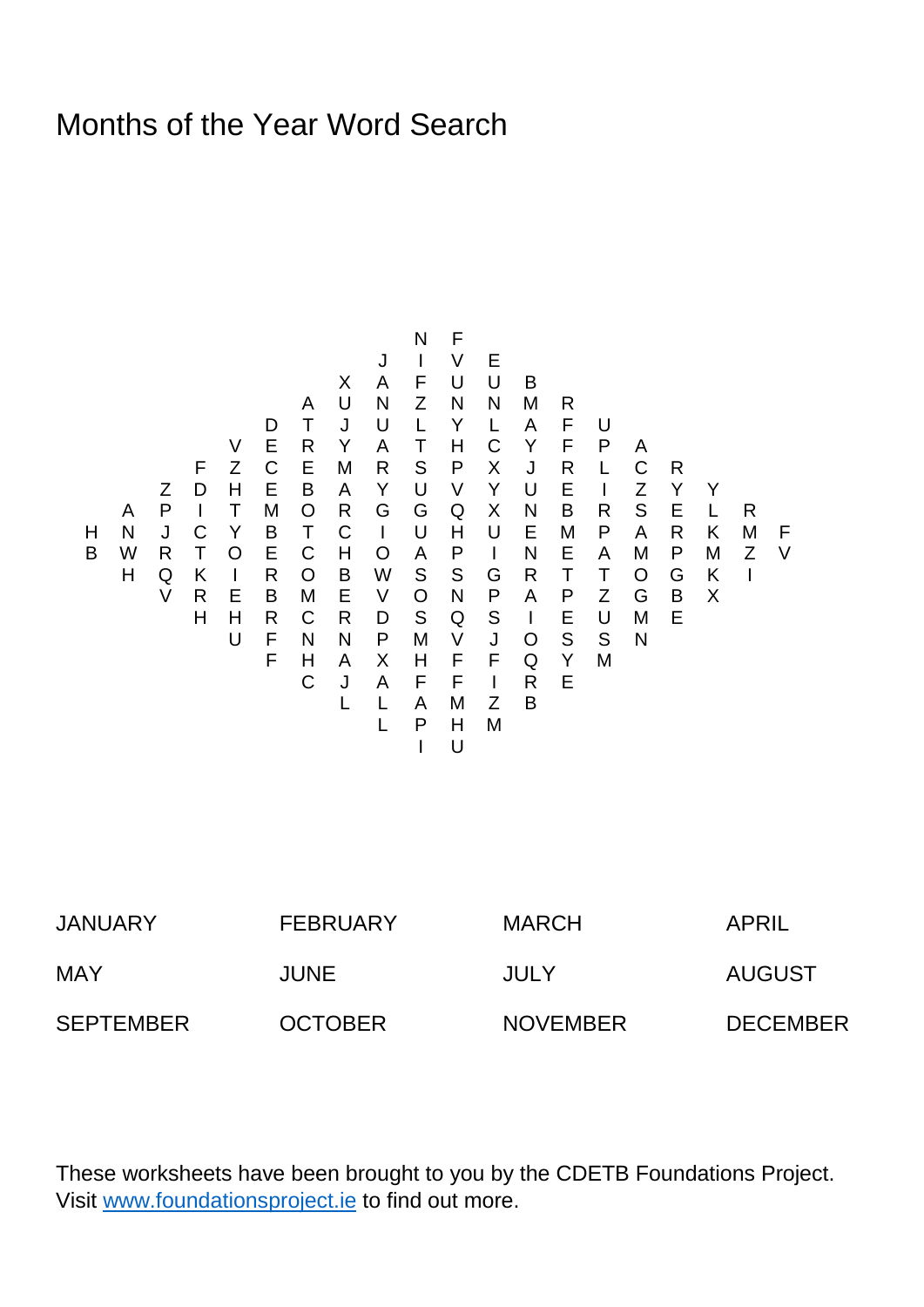# Months of the Year Word Search

```
                  N F
                J I V E
              X A F U U B
            A U N Z N N M R
          D T J U L Y L A F U
        V E R Y A T H C Y F P A
      F Z C E M R S P X J R L C R
    Z D H E B A Y U V Y U E I Z Y Y
  A P I T M O R G G Q X N B R S E L R
H N J C Y B T C I U H U E M P A R K M F
B W R T O E C H O A P I N E A M P M Z V
  H Q K I R O B W S S G R T T O G K I
    V R E B M E V O N P A P Z G B X
      H H R C R D S Q S I E U M E
        U F N N P M V J O S S N
          F H A X H F F Q Y M
            C J A F F I R E
              L L A M Z B
                L P H M
                  I U
```

| | | | |
|---|---|---|---|
| JANUARY | FEBRUARY | MARCH | APRIL |
| MAY | JUNE | JULY | AUGUST |
| SEPTEMBER | OCTOBER | NOVEMBER | DECEMBER |

These worksheets have been brought to you by the CDETB Foundations Project. Visit [www.foundationsproject.ie](http://www.foundationsproject.ie) to find out more.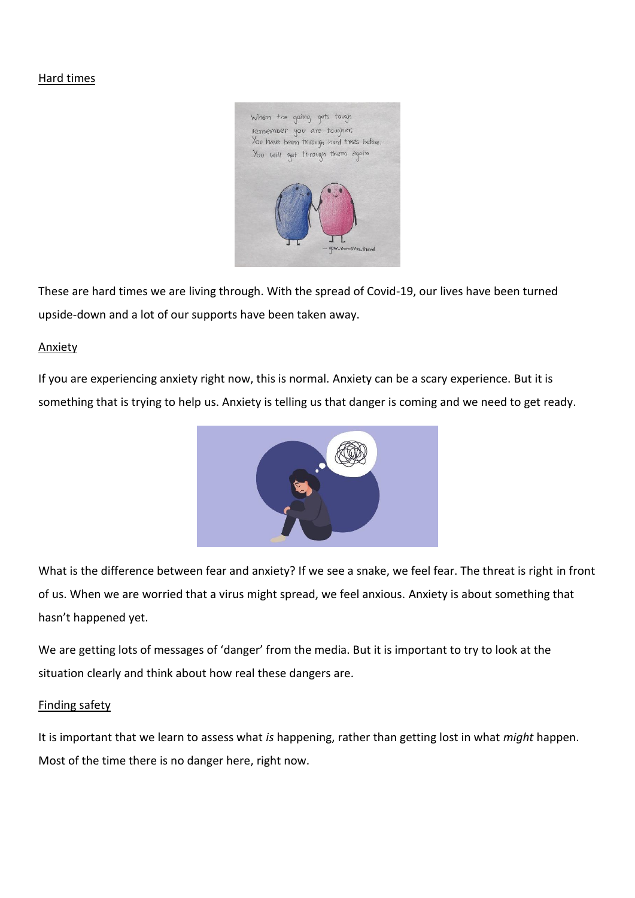Hard times

These are hard times we are living through. With the spread of Covid-19, our lives have been turned upside-down and a lot of our supports have been taken away.

Anxiety

If you are experiencing anxiety right now, this is normal. Anxiety can be a scary experience. But it is something that is trying to help us. Anxiety is telling us that danger is coming and we need to get ready.

What is the difference between fear and anxiety? If we see a snake, we feel fear. The threat is right in front of us. When we are worried that a virus might spread, we feel anxious. Anxiety is about something that hasn't happened yet.

We are getting lots of messages of 'danger' from the media. But it is important to try to look at the situation clearly and think about how real these dangers are.

Finding safety

It is important that we learn to assess what *is* happening, rather than getting lost in what *might* happen. Most of the time there is no danger here, right now.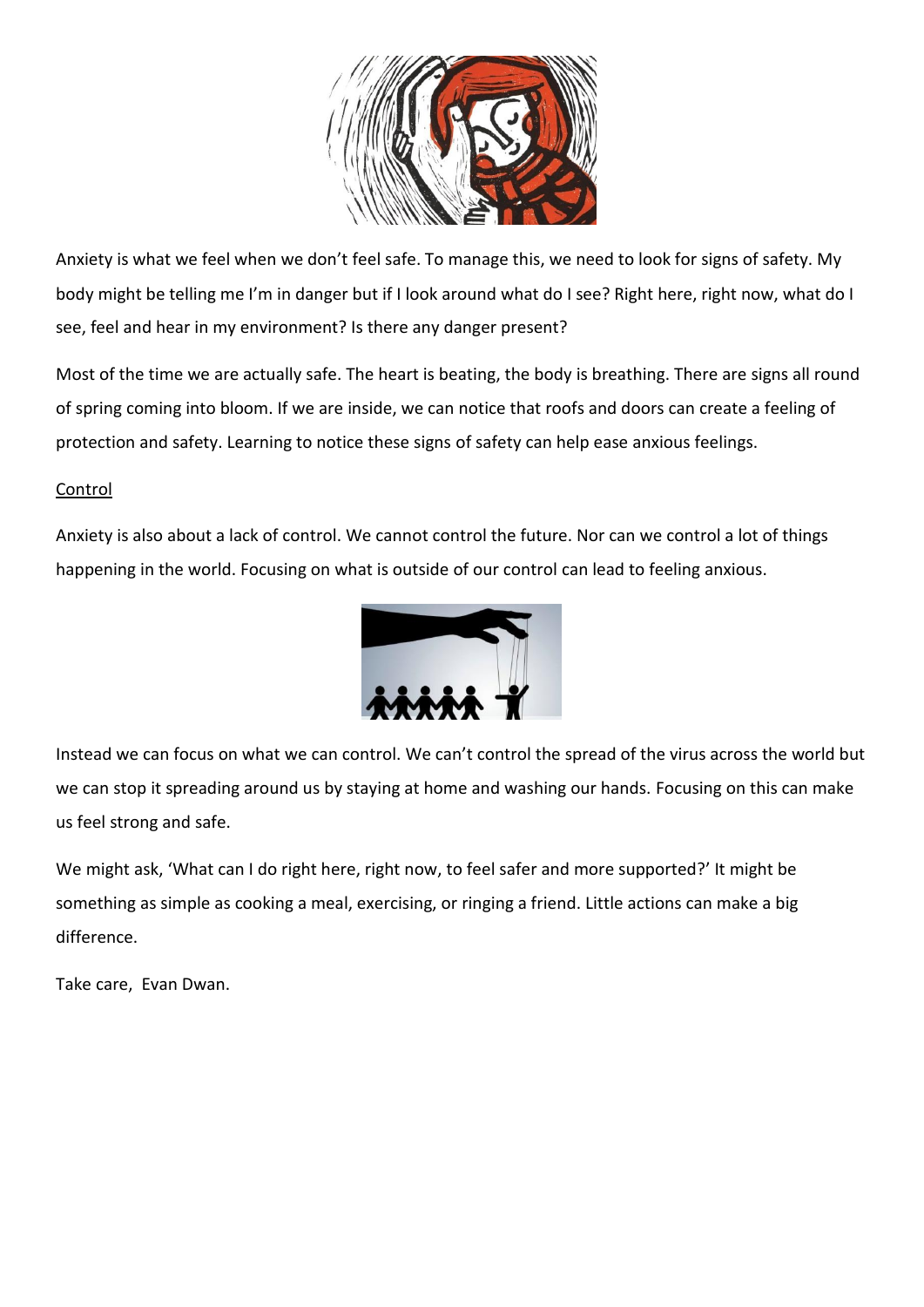Anxiety is what we feel when we don't feel safe. To manage this, we need to look for signs of safety. My body might be telling me I'm in danger but if I look around what do I see? Right here, right now, what do I see, feel and hear in my environment? Is there any danger present?

Most of the time we are actually safe. The heart is beating, the body is breathing. There are signs all round of spring coming into bloom. If we are inside, we can notice that roofs and doors can create a feeling of protection and safety. Learning to notice these signs of safety can help ease anxious feelings.

<u>Control</u>

Anxiety is also about a lack of control. We cannot control the future. Nor can we control a lot of things happening in the world. Focusing on what is outside of our control can lead to feeling anxious.

Instead we can focus on what we can control. We can't control the spread of the virus across the world but we can stop it spreading around us by staying at home and washing our hands. Focusing on this can make us feel strong and safe.

We might ask, 'What can I do right here, right now, to feel safer and more supported?' It might be something as simple as cooking a meal, exercising, or ringing a friend. Little actions can make a big difference.

Take care, Evan Dwan.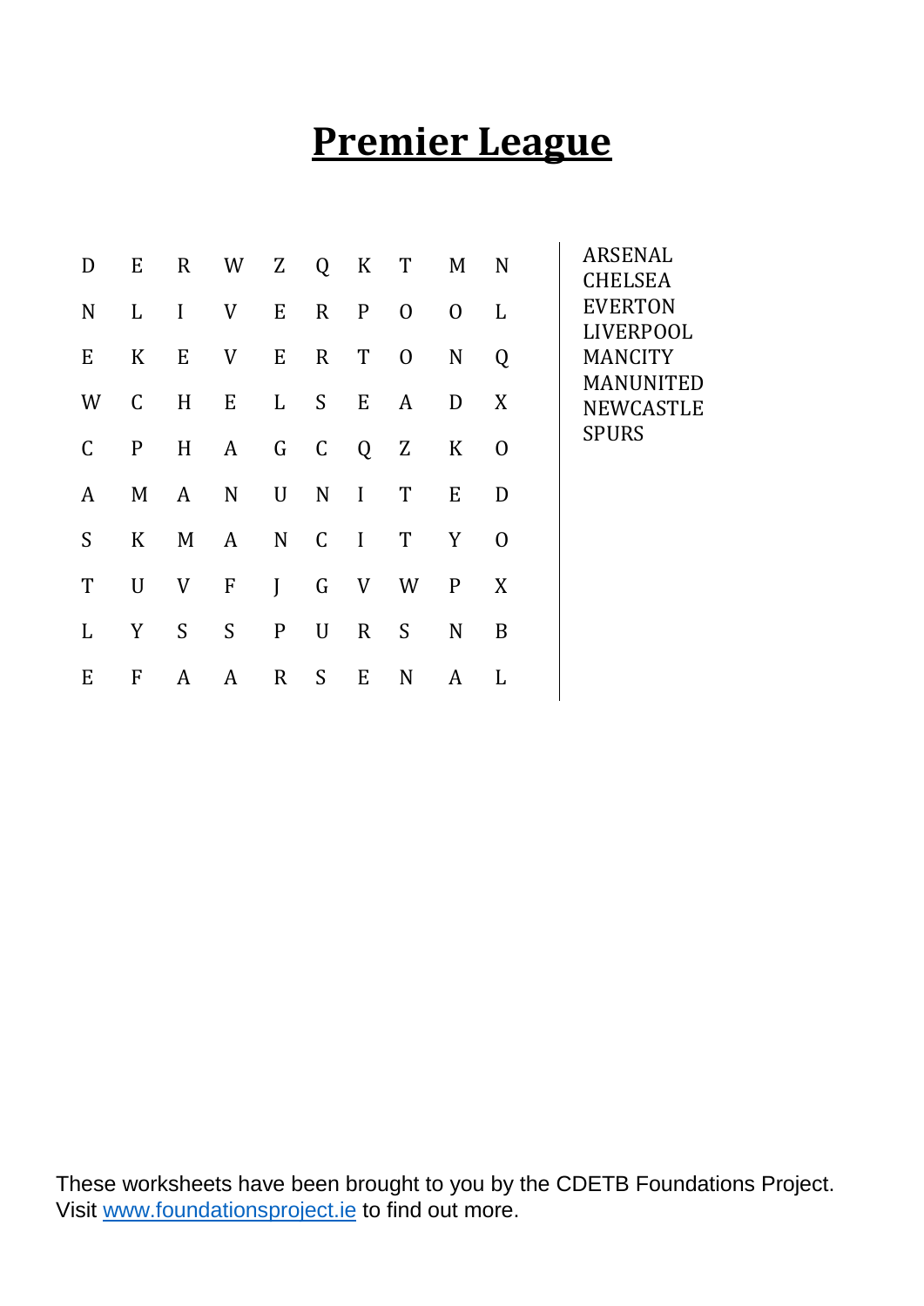# Premier League

| | | | | | | | | | |
|---|---|---|---|---|---|---|---|---|---|
| D | E | R | W | Z | Q | K | T | M | N |
| N | L | I | V | E | R | P | O | O | L |
| E | K | E | V | E | R | T | O | N | Q |
| W | C | H | E | L | S | E | A | D | X |
| C | P | H | A | G | C | Q | Z | K | O |
| A | M | A | N | U | N | I | T | E | D |
| S | K | M | A | N | C | I | T | Y | O |
| T | U | V | F | J | G | V | W | P | X |
| L | Y | S | S | P | U | R | S | N | B |
| E | F | A | A | R | S | E | N | A | L |

ARSENAL
CHELSEA
EVERTON
LIVERPOOL
MANCITY
MANUNITED
NEWCASTLE
SPURS

These worksheets have been brought to you by the CDETB Foundations Project.
Visit www.foundationsproject.ie to find out more.